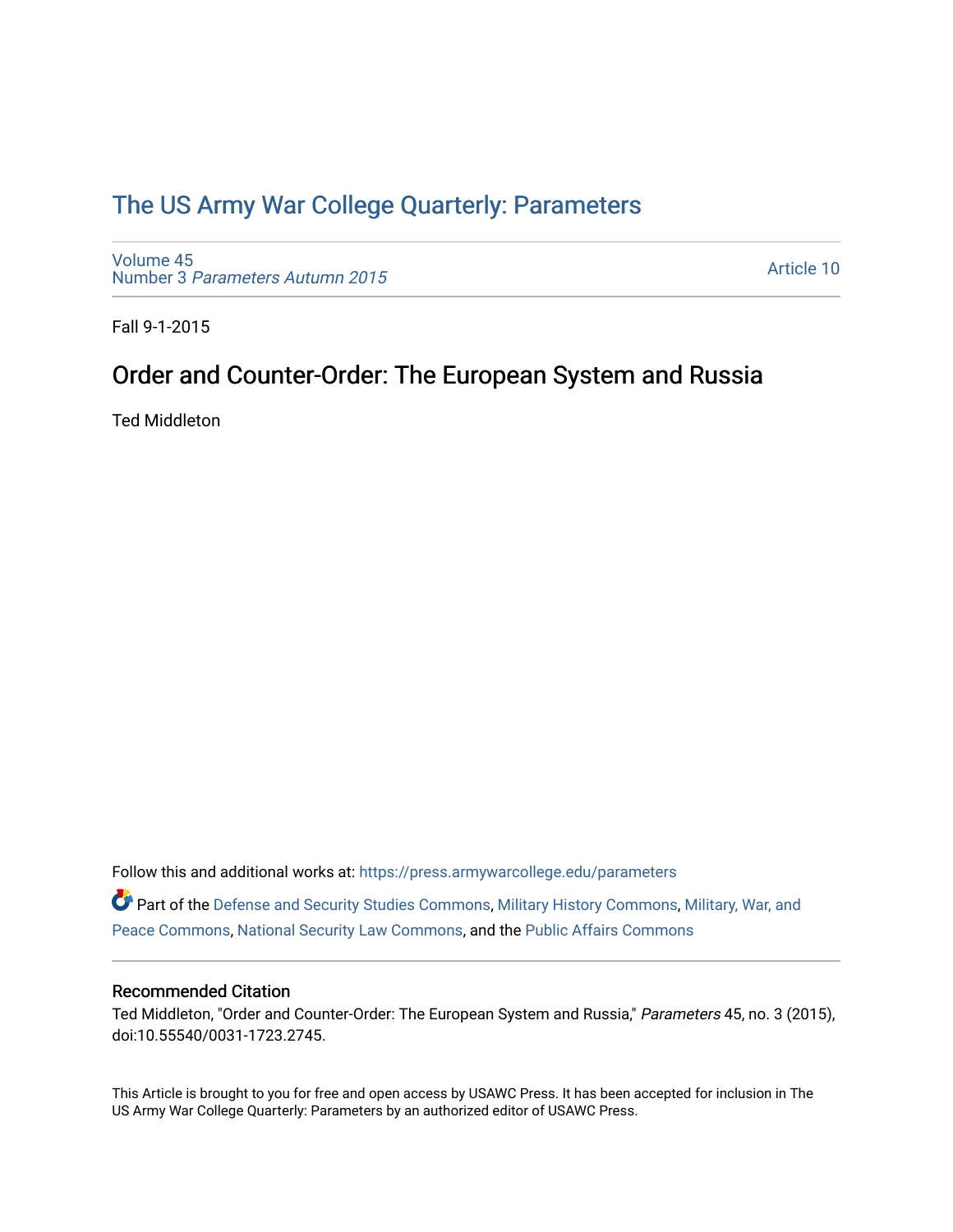# The US Army War College Quarterly: Parameters

Volume 45
Number 3 *Parameters Autumn 2015*

Article 10

Fall 9-1-2015

## Order and Counter-Order: The European System and Russia

Ted Middleton

Follow this and additional works at: https://press.armywarcollege.edu/parameters

Part of the Defense and Security Studies Commons, Military History Commons, Military, War, and Peace Commons, National Security Law Commons, and the Public Affairs Commons

### Recommended Citation

Ted Middleton, "Order and Counter-Order: The European System and Russia," *Parameters* 45, no. 3 (2015), doi:10.55540/0031-1723.2745.

This Article is brought to you for free and open access by USAWC Press. It has been accepted for inclusion in The US Army War College Quarterly: Parameters by an authorized editor of USAWC Press.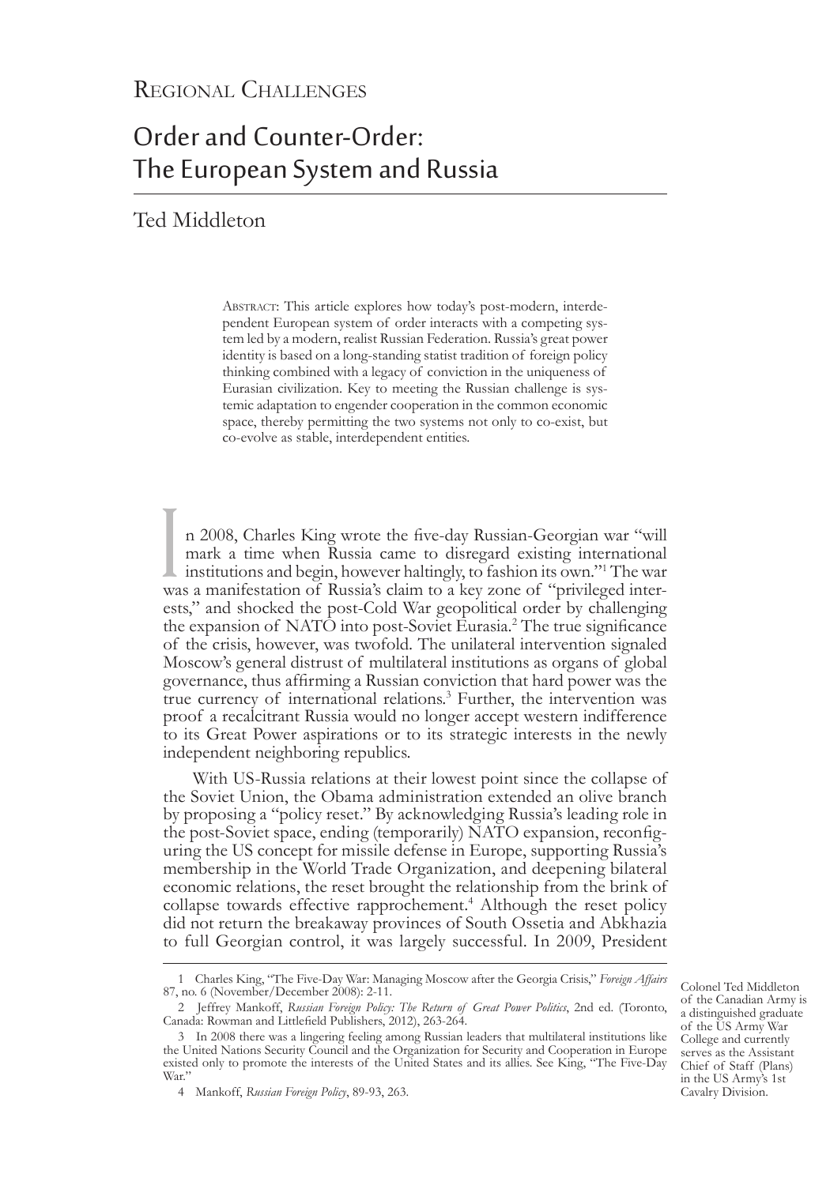Regional Challenges

# Order and Counter-Order: The European System and Russia

## Ted Middleton

Abstract: This article explores how today's post-modern, interdependent European system of order interacts with a competing system led by a modern, realist Russian Federation. Russia's great power identity is based on a long-standing statist tradition of foreign policy thinking combined with a legacy of conviction in the uniqueness of Eurasian civilization. Key to meeting the Russian challenge is systemic adaptation to engender cooperation in the common economic space, thereby permitting the two systems not only to co-exist, but co-evolve as stable, interdependent entities.

In 2008, Charles King wrote the five-day Russian-Georgian war "will mark a time when Russia came to disregard existing international institutions and begin, however haltingly, to fashion its own."[1] The war was a manifestation of Russia's claim to a key zone of "privileged interests," and shocked the post-Cold War geopolitical order by challenging the expansion of NATO into post-Soviet Eurasia.[2] The true significance of the crisis, however, was twofold. The unilateral intervention signaled Moscow's general distrust of multilateral institutions as organs of global governance, thus affirming a Russian conviction that hard power was the true currency of international relations.[3] Further, the intervention was proof a recalcitrant Russia would no longer accept western indifference to its Great Power aspirations or to its strategic interests in the newly independent neighboring republics.

With US-Russia relations at their lowest point since the collapse of the Soviet Union, the Obama administration extended an olive branch by proposing a "policy reset." By acknowledging Russia's leading role in the post-Soviet space, ending (temporarily) NATO expansion, reconfiguring the US concept for missile defense in Europe, supporting Russia's membership in the World Trade Organization, and deepening bilateral economic relations, the reset brought the relationship from the brink of collapse towards effective rapprochement.[4] Although the reset policy did not return the breakaway provinces of South Ossetia and Abkhazia to full Georgian control, it was largely successful. In 2009, President

Colonel Ted Middleton of the Canadian Army is a distinguished graduate of the US Army War College and currently serves as the Assistant Chief of Staff (Plans) in the US Army's 1st Cavalry Division.

---

1 Charles King, "The Five-Day War: Managing Moscow after the Georgia Crisis," *Foreign Affairs* 87, no. 6 (November/December 2008): 2-11.

2 Jeffrey Mankoff, *Russian Foreign Policy: The Return of Great Power Politics*, 2nd ed. (Toronto, Canada: Rowman and Littlefield Publishers, 2012), 263-264.

3 In 2008 there was a lingering feeling among Russian leaders that multilateral institutions like the United Nations Security Council and the Organization for Security and Cooperation in Europe existed only to promote the interests of the United States and its allies. See King, "The Five-Day War."

4 Mankoff, *Russian Foreign Policy*, 89-93, 263.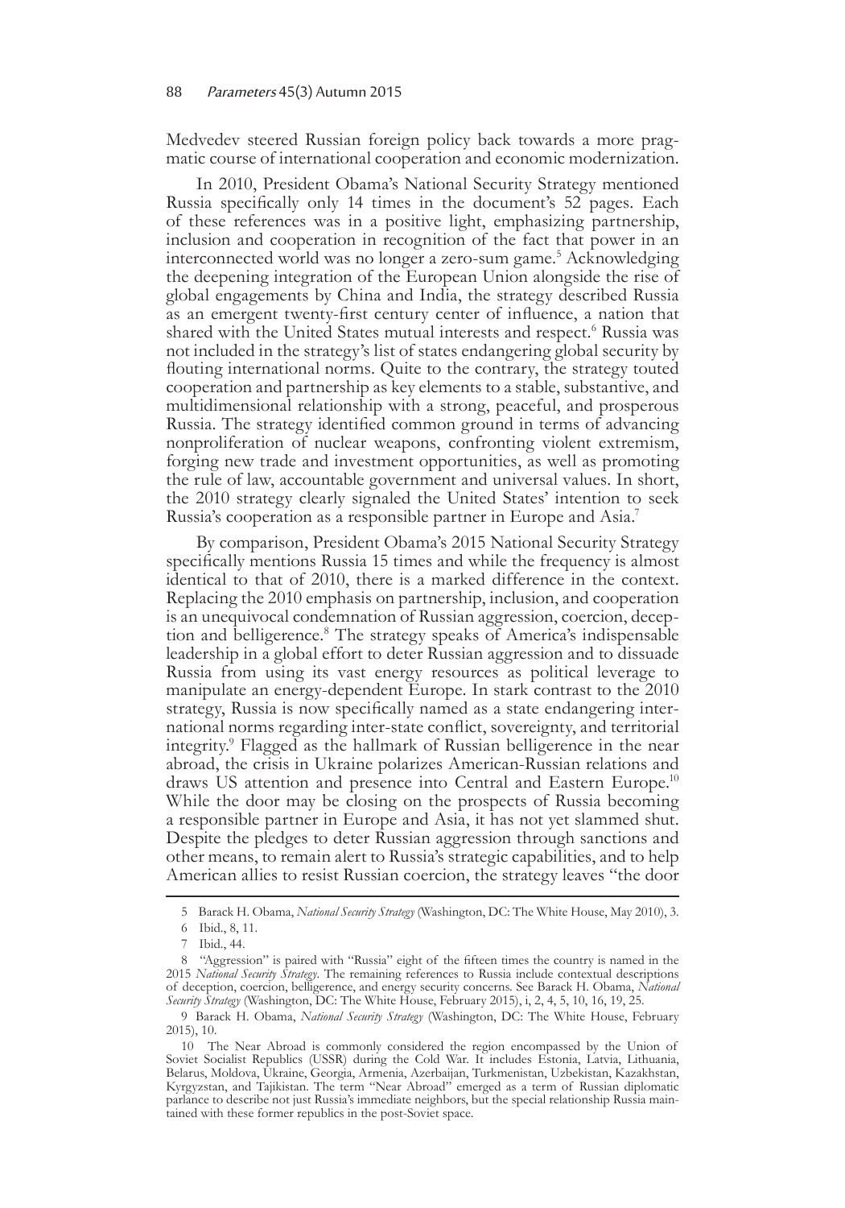Medvedev steered Russian foreign policy back towards a more pragmatic course of international cooperation and economic modernization.

In 2010, President Obama's National Security Strategy mentioned Russia specifically only 14 times in the document's 52 pages. Each of these references was in a positive light, emphasizing partnership, inclusion and cooperation in recognition of the fact that power in an interconnected world was no longer a zero-sum game.[5] Acknowledging the deepening integration of the European Union alongside the rise of global engagements by China and India, the strategy described Russia as an emergent twenty-first century center of influence, a nation that shared with the United States mutual interests and respect.[6] Russia was not included in the strategy's list of states endangering global security by flouting international norms. Quite to the contrary, the strategy touted cooperation and partnership as key elements to a stable, substantive, and multidimensional relationship with a strong, peaceful, and prosperous Russia. The strategy identified common ground in terms of advancing nonproliferation of nuclear weapons, confronting violent extremism, forging new trade and investment opportunities, as well as promoting the rule of law, accountable government and universal values. In short, the 2010 strategy clearly signaled the United States' intention to seek Russia's cooperation as a responsible partner in Europe and Asia.[7]

By comparison, President Obama's 2015 National Security Strategy specifically mentions Russia 15 times and while the frequency is almost identical to that of 2010, there is a marked difference in the context. Replacing the 2010 emphasis on partnership, inclusion, and cooperation is an unequivocal condemnation of Russian aggression, coercion, deception and belligerence.[8] The strategy speaks of America's indispensable leadership in a global effort to deter Russian aggression and to dissuade Russia from using its vast energy resources as political leverage to manipulate an energy-dependent Europe. In stark contrast to the 2010 strategy, Russia is now specifically named as a state endangering international norms regarding inter-state conflict, sovereignty, and territorial integrity.[9] Flagged as the hallmark of Russian belligerence in the near abroad, the crisis in Ukraine polarizes American-Russian relations and draws US attention and presence into Central and Eastern Europe.[10] While the door may be closing on the prospects of Russia becoming a responsible partner in Europe and Asia, it has not yet slammed shut. Despite the pledges to deter Russian aggression through sanctions and other means, to remain alert to Russia's strategic capabilities, and to help American allies to resist Russian coercion, the strategy leaves "the door

---

5 Barack H. Obama, *National Security Strategy* (Washington, DC: The White House, May 2010), 3.

6 Ibid., 8, 11.

7 Ibid., 44.

8 "Aggression" is paired with "Russia" eight of the fifteen times the country is named in the 2015 *National Security Strategy*. The remaining references to Russia include contextual descriptions of deception, coercion, belligerence, and energy security concerns. See Barack H. Obama, *National Security Strategy* (Washington, DC: The White House, February 2015), i, 2, 4, 5, 10, 16, 19, 25.

9 Barack H. Obama, *National Security Strategy* (Washington, DC: The White House, February 2015), 10.

10 The Near Abroad is commonly considered the region encompassed by the Union of Soviet Socialist Republics (USSR) during the Cold War. It includes Estonia, Latvia, Lithuania, Belarus, Moldova, Ukraine, Georgia, Armenia, Azerbaijan, Turkmenistan, Uzbekistan, Kazakhstan, Kyrgyzstan, and Tajikistan. The term "Near Abroad" emerged as a term of Russian diplomatic parlance to describe not just Russia's immediate neighbors, but the special relationship Russia maintained with these former republics in the post-Soviet space.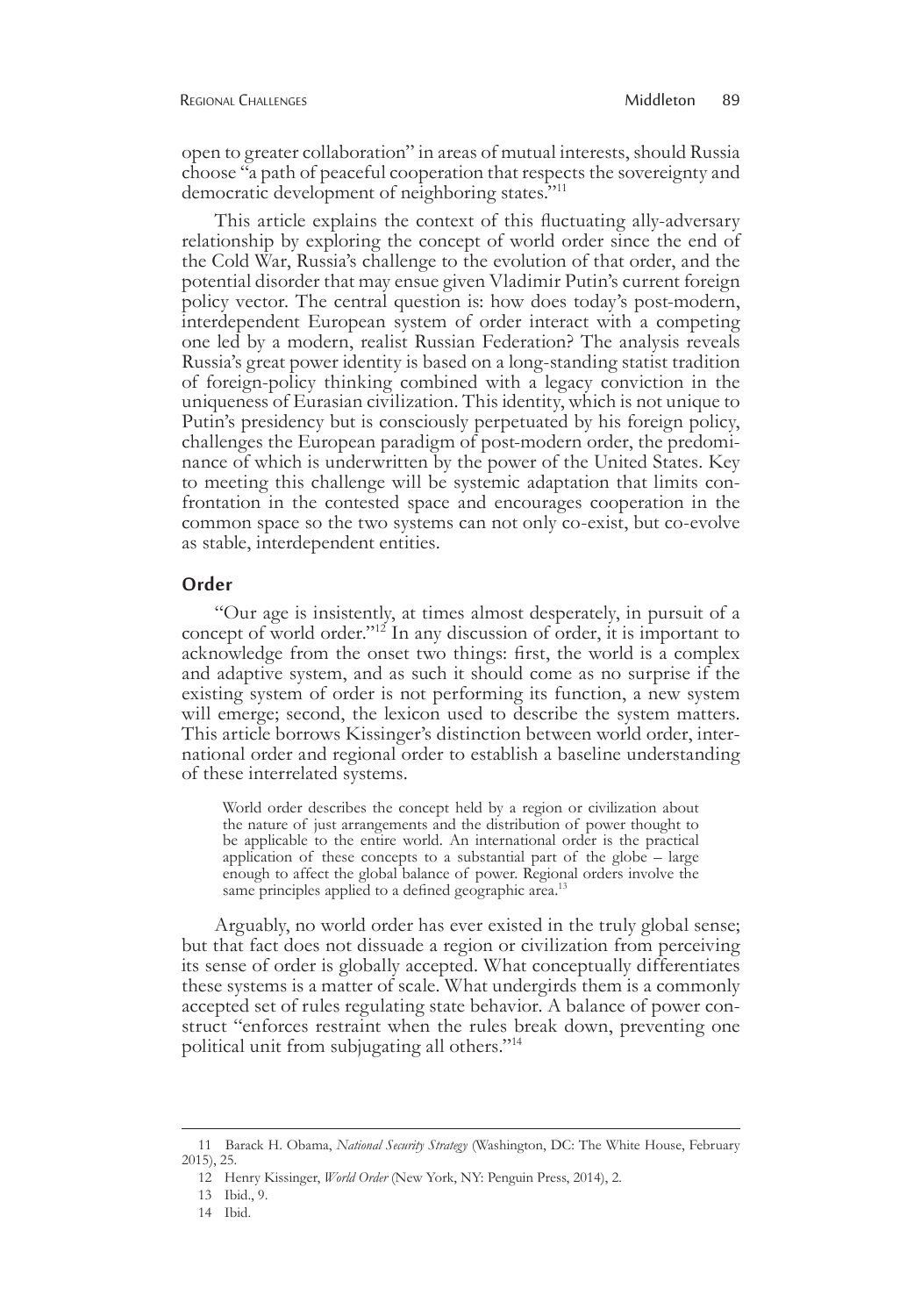open to greater collaboration" in areas of mutual interests, should Russia choose "a path of peaceful cooperation that respects the sovereignty and democratic development of neighboring states."[11]

This article explains the context of this fluctuating ally-adversary relationship by exploring the concept of world order since the end of the Cold War, Russia's challenge to the evolution of that order, and the potential disorder that may ensue given Vladimir Putin's current foreign policy vector. The central question is: how does today's post-modern, interdependent European system of order interact with a competing one led by a modern, realist Russian Federation? The analysis reveals Russia's great power identity is based on a long-standing statist tradition of foreign-policy thinking combined with a legacy conviction in the uniqueness of Eurasian civilization. This identity, which is not unique to Putin's presidency but is consciously perpetuated by his foreign policy, challenges the European paradigm of post-modern order, the predominance of which is underwritten by the power of the United States. Key to meeting this challenge will be systemic adaptation that limits confrontation in the contested space and encourages cooperation in the common space so the two systems can not only co-exist, but co-evolve as stable, interdependent entities.

## Order

"Our age is insistently, at times almost desperately, in pursuit of a concept of world order."[12] In any discussion of order, it is important to acknowledge from the onset two things: first, the world is a complex and adaptive system, and as such it should come as no surprise if the existing system of order is not performing its function, a new system will emerge; second, the lexicon used to describe the system matters. This article borrows Kissinger's distinction between world order, international order and regional order to establish a baseline understanding of these interrelated systems.

> World order describes the concept held by a region or civilization about the nature of just arrangements and the distribution of power thought to be applicable to the entire world. An international order is the practical application of these concepts to a substantial part of the globe – large enough to affect the global balance of power. Regional orders involve the same principles applied to a defined geographic area.[13]

Arguably, no world order has ever existed in the truly global sense; but that fact does not dissuade a region or civilization from perceiving its sense of order is globally accepted. What conceptually differentiates these systems is a matter of scale. What undergirds them is a commonly accepted set of rules regulating state behavior. A balance of power construct "enforces restraint when the rules break down, preventing one political unit from subjugating all others."[14]

---

11 Barack H. Obama, *National Security Strategy* (Washington, DC: The White House, February 2015), 25.

12 Henry Kissinger, *World Order* (New York, NY: Penguin Press, 2014), 2.

13 Ibid., 9.

14 Ibid.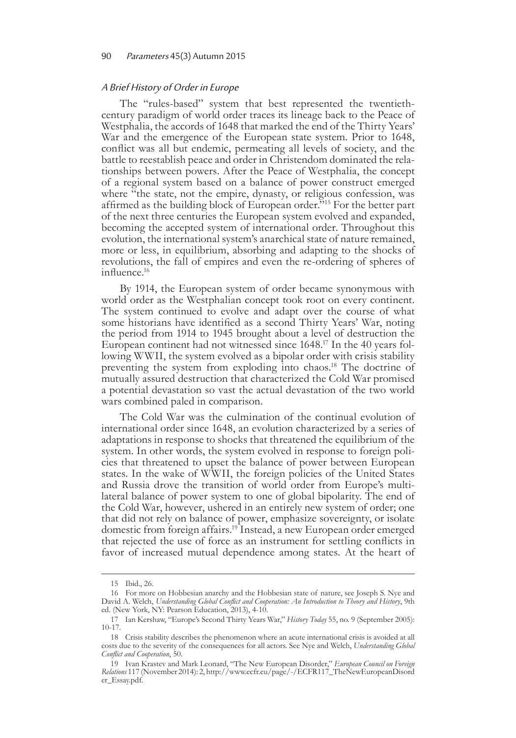### *A Brief History of Order in Europe*

The "rules-based" system that best represented the twentieth-century paradigm of world order traces its lineage back to the Peace of Westphalia, the accords of 1648 that marked the end of the Thirty Years' War and the emergence of the European state system. Prior to 1648, conflict was all but endemic, permeating all levels of society, and the battle to reestablish peace and order in Christendom dominated the relationships between powers. After the Peace of Westphalia, the concept of a regional system based on a balance of power construct emerged where "the state, not the empire, dynasty, or religious confession, was affirmed as the building block of European order."[15] For the better part of the next three centuries the European system evolved and expanded, becoming the accepted system of international order. Throughout this evolution, the international system's anarchical state of nature remained, more or less, in equilibrium, absorbing and adapting to the shocks of revolutions, the fall of empires and even the re-ordering of spheres of influence.[16]

By 1914, the European system of order became synonymous with world order as the Westphalian concept took root on every continent. The system continued to evolve and adapt over the course of what some historians have identified as a second Thirty Years' War, noting the period from 1914 to 1945 brought about a level of destruction the European continent had not witnessed since 1648.[17] In the 40 years following WWII, the system evolved as a bipolar order with crisis stability preventing the system from exploding into chaos.[18] The doctrine of mutually assured destruction that characterized the Cold War promised a potential devastation so vast the actual devastation of the two world wars combined paled in comparison.

The Cold War was the culmination of the continual evolution of international order since 1648, an evolution characterized by a series of adaptations in response to shocks that threatened the equilibrium of the system. In other words, the system evolved in response to foreign policies that threatened to upset the balance of power between European states. In the wake of WWII, the foreign policies of the United States and Russia drove the transition of world order from Europe's multilateral balance of power system to one of global bipolarity. The end of the Cold War, however, ushered in an entirely new system of order; one that did not rely on balance of power, emphasize sovereignty, or isolate domestic from foreign affairs.[19] Instead, a new European order emerged that rejected the use of force as an instrument for settling conflicts in favor of increased mutual dependence among states. At the heart of

---

15 Ibid., 26.

16 For more on Hobbesian anarchy and the Hobbesian state of nature, see Joseph S. Nye and David A. Welch, *Understanding Global Conflict and Cooperation: An Introduction to Theory and History*, 9th ed. (New York, NY: Pearson Education, 2013), 4-10.

17 Ian Kershaw, "Europe's Second Thirty Years War," *History Today* 55, no. 9 (September 2005): 10-17.

18 Crisis stability describes the phenomenon where an acute international crisis is avoided at all costs due to the severity of the consequences for all actors. See Nye and Welch, *Understanding Global Conflict and Cooperation*, 50.

19 Ivan Krastev and Mark Leonard, "The New European Disorder," *European Council on Foreign Relations* 117 (November 2014): 2, http://www.ecfr.eu/page/-/ECFR117_TheNewEuropeanDisorder_Essay.pdf.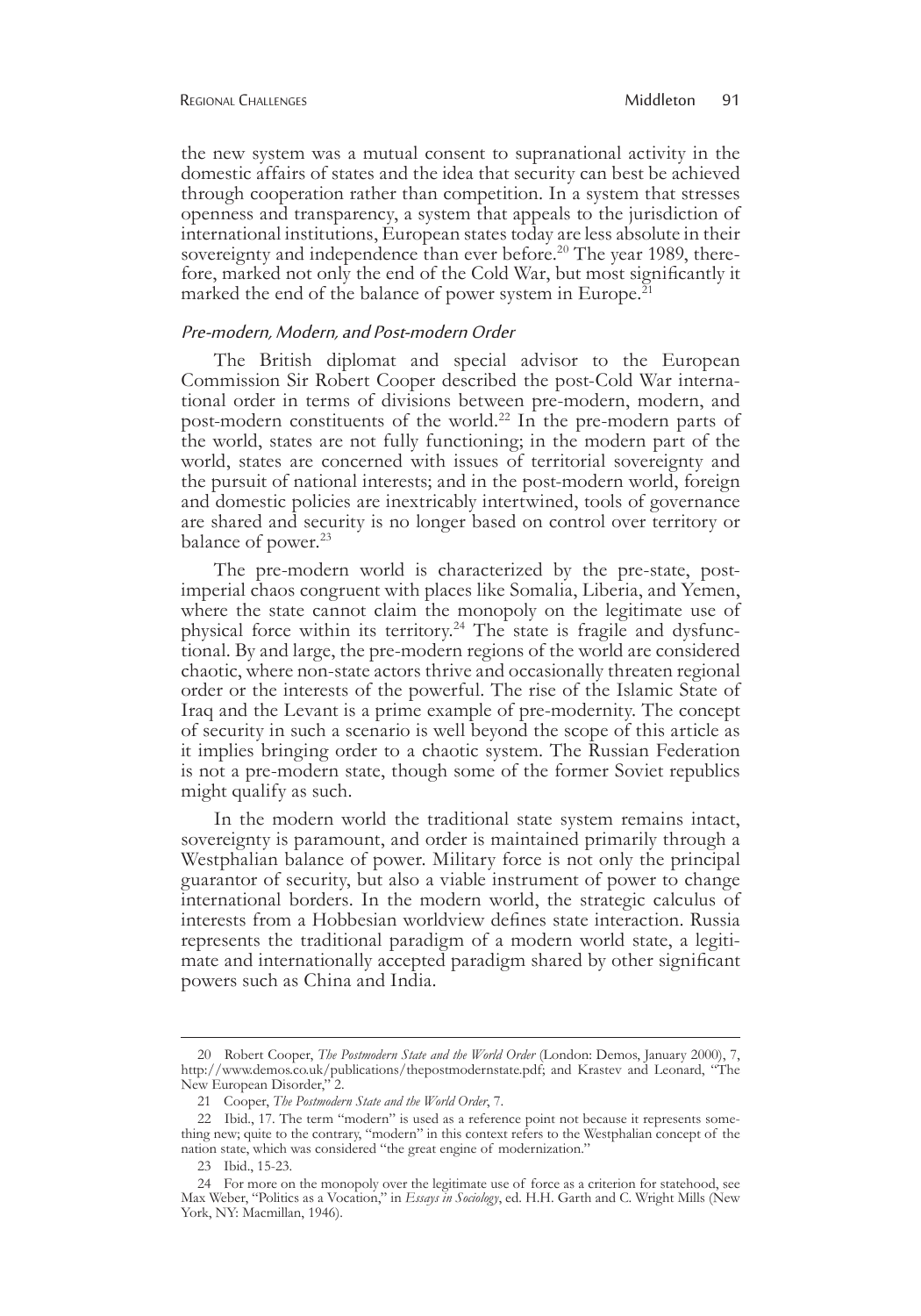the new system was a mutual consent to supranational activity in the domestic affairs of states and the idea that security can best be achieved through cooperation rather than competition. In a system that stresses openness and transparency, a system that appeals to the jurisdiction of international institutions, European states today are less absolute in their sovereignty and independence than ever before.[20] The year 1989, therefore, marked not only the end of the Cold War, but most significantly it marked the end of the balance of power system in Europe.[21]

### *Pre-modern, Modern, and Post-modern Order*

The British diplomat and special advisor to the European Commission Sir Robert Cooper described the post-Cold War international order in terms of divisions between pre-modern, modern, and post-modern constituents of the world.[22] In the pre-modern parts of the world, states are not fully functioning; in the modern part of the world, states are concerned with issues of territorial sovereignty and the pursuit of national interests; and in the post-modern world, foreign and domestic policies are inextricably intertwined, tools of governance are shared and security is no longer based on control over territory or balance of power.[23]

The pre-modern world is characterized by the pre-state, post-imperial chaos congruent with places like Somalia, Liberia, and Yemen, where the state cannot claim the monopoly on the legitimate use of physical force within its territory.[24] The state is fragile and dysfunctional. By and large, the pre-modern regions of the world are considered chaotic, where non-state actors thrive and occasionally threaten regional order or the interests of the powerful. The rise of the Islamic State of Iraq and the Levant is a prime example of pre-modernity. The concept of security in such a scenario is well beyond the scope of this article as it implies bringing order to a chaotic system. The Russian Federation is not a pre-modern state, though some of the former Soviet republics might qualify as such.

In the modern world the traditional state system remains intact, sovereignty is paramount, and order is maintained primarily through a Westphalian balance of power. Military force is not only the principal guarantor of security, but also a viable instrument of power to change international borders. In the modern world, the strategic calculus of interests from a Hobbesian worldview defines state interaction. Russia represents the traditional paradigm of a modern world state, a legitimate and internationally accepted paradigm shared by other significant powers such as China and India.

---

20 Robert Cooper, *The Postmodern State and the World Order* (London: Demos, January 2000), 7, http://www.demos.co.uk/publications/thepostmodernstate.pdf; and Krastev and Leonard, "The New European Disorder," 2.

21 Cooper, *The Postmodern State and the World Order*, 7.

22 Ibid., 17. The term "modern" is used as a reference point not because it represents something new; quite to the contrary, "modern" in this context refers to the Westphalian concept of the nation state, which was considered "the great engine of modernization."

23 Ibid., 15-23.

24 For more on the monopoly over the legitimate use of force as a criterion for statehood, see Max Weber, "Politics as a Vocation," in *Essays in Sociology*, ed. H.H. Garth and C. Wright Mills (New York, NY: Macmillan, 1946).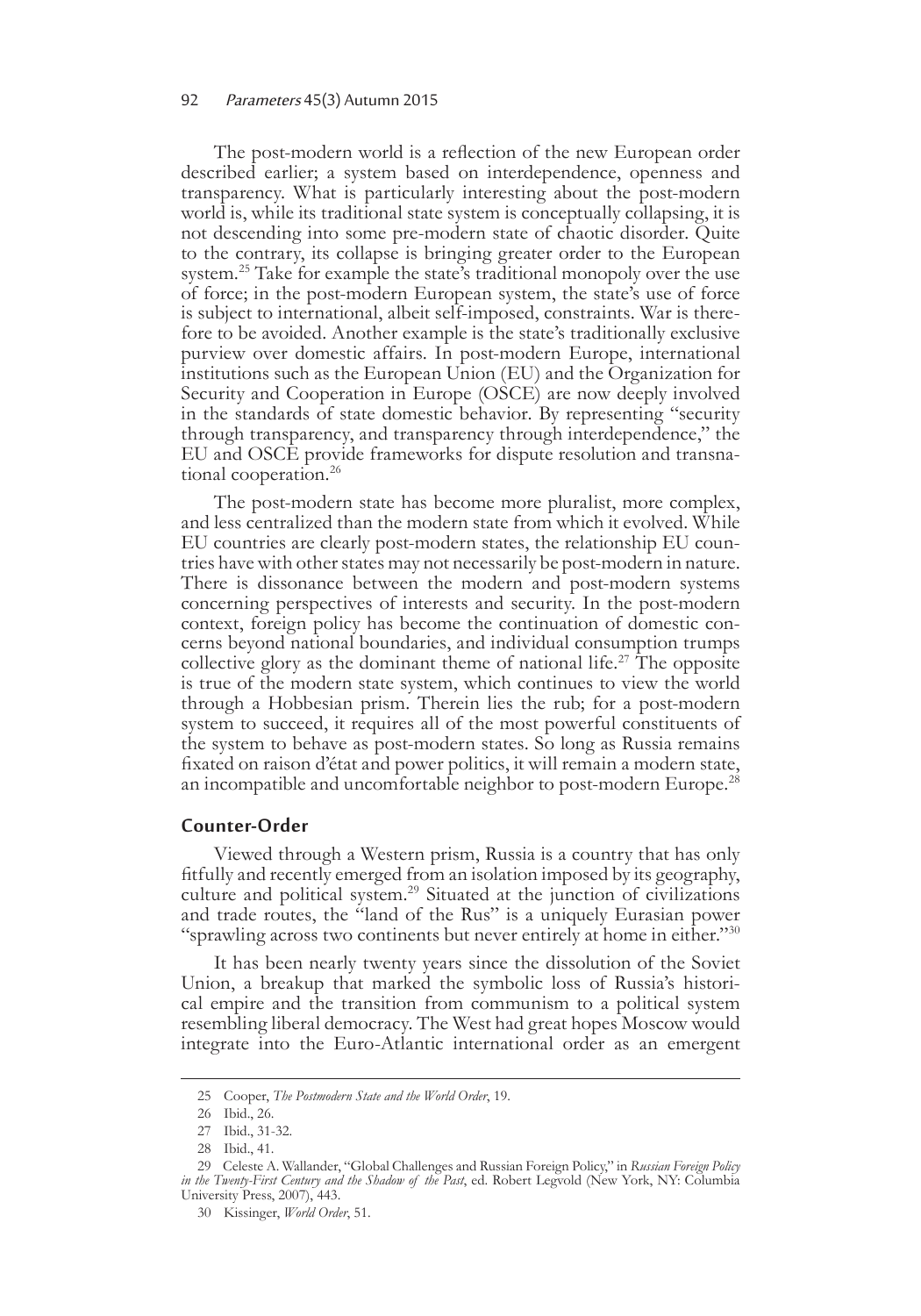The post-modern world is a reflection of the new European order described earlier; a system based on interdependence, openness and transparency. What is particularly interesting about the post-modern world is, while its traditional state system is conceptually collapsing, it is not descending into some pre-modern state of chaotic disorder. Quite to the contrary, its collapse is bringing greater order to the European system.[25] Take for example the state's traditional monopoly over the use of force; in the post-modern European system, the state's use of force is subject to international, albeit self-imposed, constraints. War is therefore to be avoided. Another example is the state's traditionally exclusive purview over domestic affairs. In post-modern Europe, international institutions such as the European Union (EU) and the Organization for Security and Cooperation in Europe (OSCE) are now deeply involved in the standards of state domestic behavior. By representing "security through transparency, and transparency through interdependence," the EU and OSCE provide frameworks for dispute resolution and transnational cooperation.[26]

The post-modern state has become more pluralist, more complex, and less centralized than the modern state from which it evolved. While EU countries are clearly post-modern states, the relationship EU countries have with other states may not necessarily be post-modern in nature. There is dissonance between the modern and post-modern systems concerning perspectives of interests and security. In the post-modern context, foreign policy has become the continuation of domestic concerns beyond national boundaries, and individual consumption trumps collective glory as the dominant theme of national life.[27] The opposite is true of the modern state system, which continues to view the world through a Hobbesian prism. Therein lies the rub; for a post-modern system to succeed, it requires all of the most powerful constituents of the system to behave as post-modern states. So long as Russia remains fixated on raison d'état and power politics, it will remain a modern state, an incompatible and uncomfortable neighbor to post-modern Europe.[28]

## Counter-Order

Viewed through a Western prism, Russia is a country that has only fitfully and recently emerged from an isolation imposed by its geography, culture and political system.[29] Situated at the junction of civilizations and trade routes, the "land of the Rus" is a uniquely Eurasian power "sprawling across two continents but never entirely at home in either."[30]

It has been nearly twenty years since the dissolution of the Soviet Union, a breakup that marked the symbolic loss of Russia's historical empire and the transition from communism to a political system resembling liberal democracy. The West had great hopes Moscow would integrate into the Euro-Atlantic international order as an emergent

---

25 Cooper, *The Postmodern State and the World Order*, 19.

26 Ibid., 26.

27 Ibid., 31-32.

28 Ibid., 41.

29 Celeste A. Wallander, "Global Challenges and Russian Foreign Policy," in *Russian Foreign Policy in the Twenty-First Century and the Shadow of the Past*, ed. Robert Legvold (New York, NY: Columbia University Press, 2007), 443.

30 Kissinger, *World Order*, 51.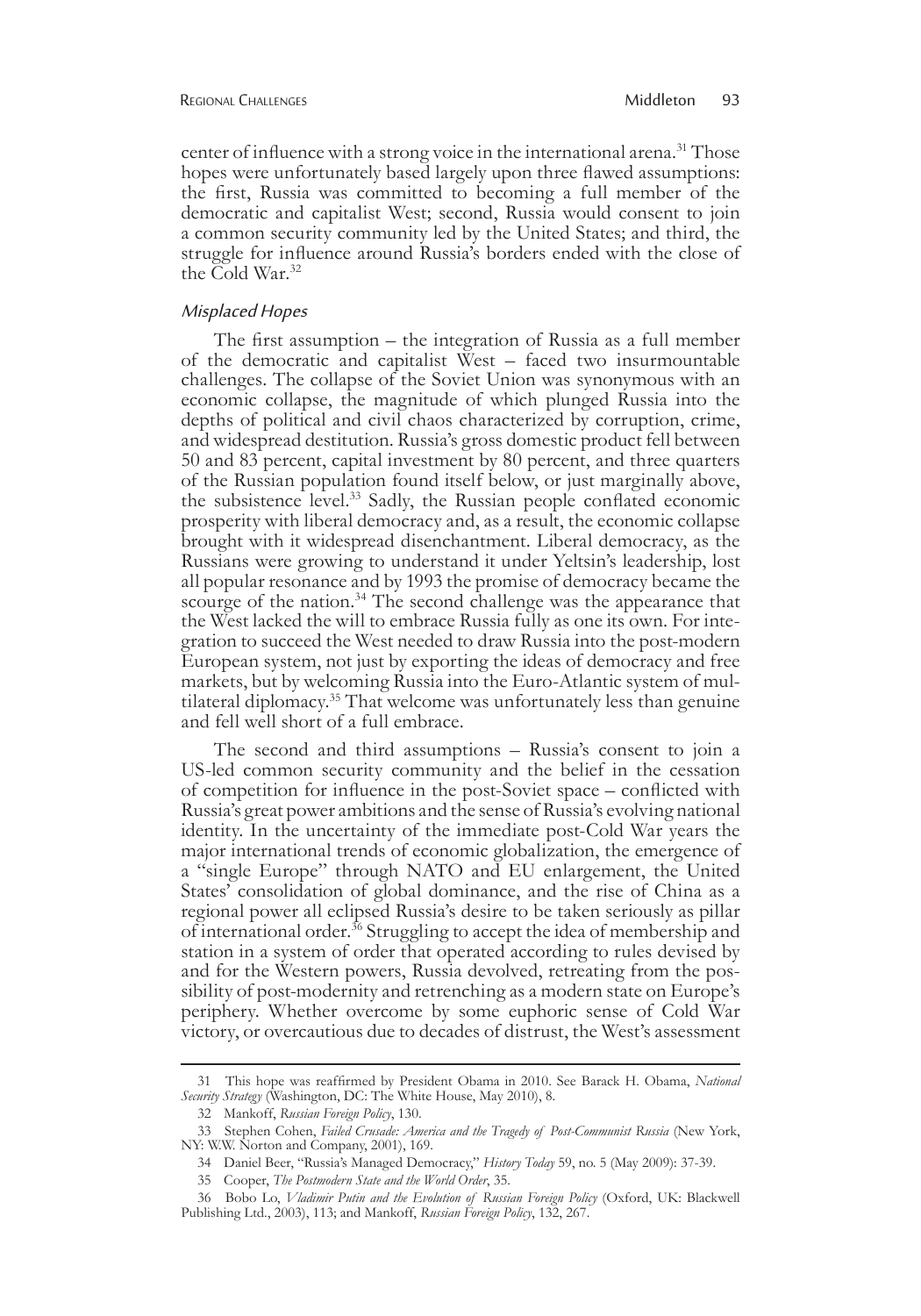center of influence with a strong voice in the international arena.[31] Those hopes were unfortunately based largely upon three flawed assumptions: the first, Russia was committed to becoming a full member of the democratic and capitalist West; second, Russia would consent to join a common security community led by the United States; and third, the struggle for influence around Russia's borders ended with the close of the Cold War.[32]

### *Misplaced Hopes*

The first assumption – the integration of Russia as a full member of the democratic and capitalist West – faced two insurmountable challenges. The collapse of the Soviet Union was synonymous with an economic collapse, the magnitude of which plunged Russia into the depths of political and civil chaos characterized by corruption, crime, and widespread destitution. Russia's gross domestic product fell between 50 and 83 percent, capital investment by 80 percent, and three quarters of the Russian population found itself below, or just marginally above, the subsistence level.[33] Sadly, the Russian people conflated economic prosperity with liberal democracy and, as a result, the economic collapse brought with it widespread disenchantment. Liberal democracy, as the Russians were growing to understand it under Yeltsin's leadership, lost all popular resonance and by 1993 the promise of democracy became the scourge of the nation.[34] The second challenge was the appearance that the West lacked the will to embrace Russia fully as one its own. For integration to succeed the West needed to draw Russia into the post-modern European system, not just by exporting the ideas of democracy and free markets, but by welcoming Russia into the Euro-Atlantic system of multilateral diplomacy.[35] That welcome was unfortunately less than genuine and fell well short of a full embrace.

The second and third assumptions – Russia's consent to join a US-led common security community and the belief in the cessation of competition for influence in the post-Soviet space – conflicted with Russia's great power ambitions and the sense of Russia's evolving national identity. In the uncertainty of the immediate post-Cold War years the major international trends of economic globalization, the emergence of a "single Europe" through NATO and EU enlargement, the United States' consolidation of global dominance, and the rise of China as a regional power all eclipsed Russia's desire to be taken seriously as pillar of international order.[36] Struggling to accept the idea of membership and station in a system of order that operated according to rules devised by and for the Western powers, Russia devolved, retreating from the possibility of post-modernity and retrenching as a modern state on Europe's periphery. Whether overcome by some euphoric sense of Cold War victory, or overcautious due to decades of distrust, the West's assessment

---

31 This hope was reaffirmed by President Obama in 2010. See Barack H. Obama, *National Security Strategy* (Washington, DC: The White House, May 2010), 8.

32 Mankoff, *Russian Foreign Policy*, 130.

33 Stephen Cohen, *Failed Crusade: America and the Tragedy of Post-Communist Russia* (New York, NY: W.W. Norton and Company, 2001), 169.

34 Daniel Beer, "Russia's Managed Democracy," *History Today* 59, no. 5 (May 2009): 37-39.

35 Cooper, *The Postmodern State and the World Order*, 35.

36 Bobo Lo, *Vladimir Putin and the Evolution of Russian Foreign Policy* (Oxford, UK: Blackwell Publishing Ltd., 2003), 113; and Mankoff, *Russian Foreign Policy*, 132, 267.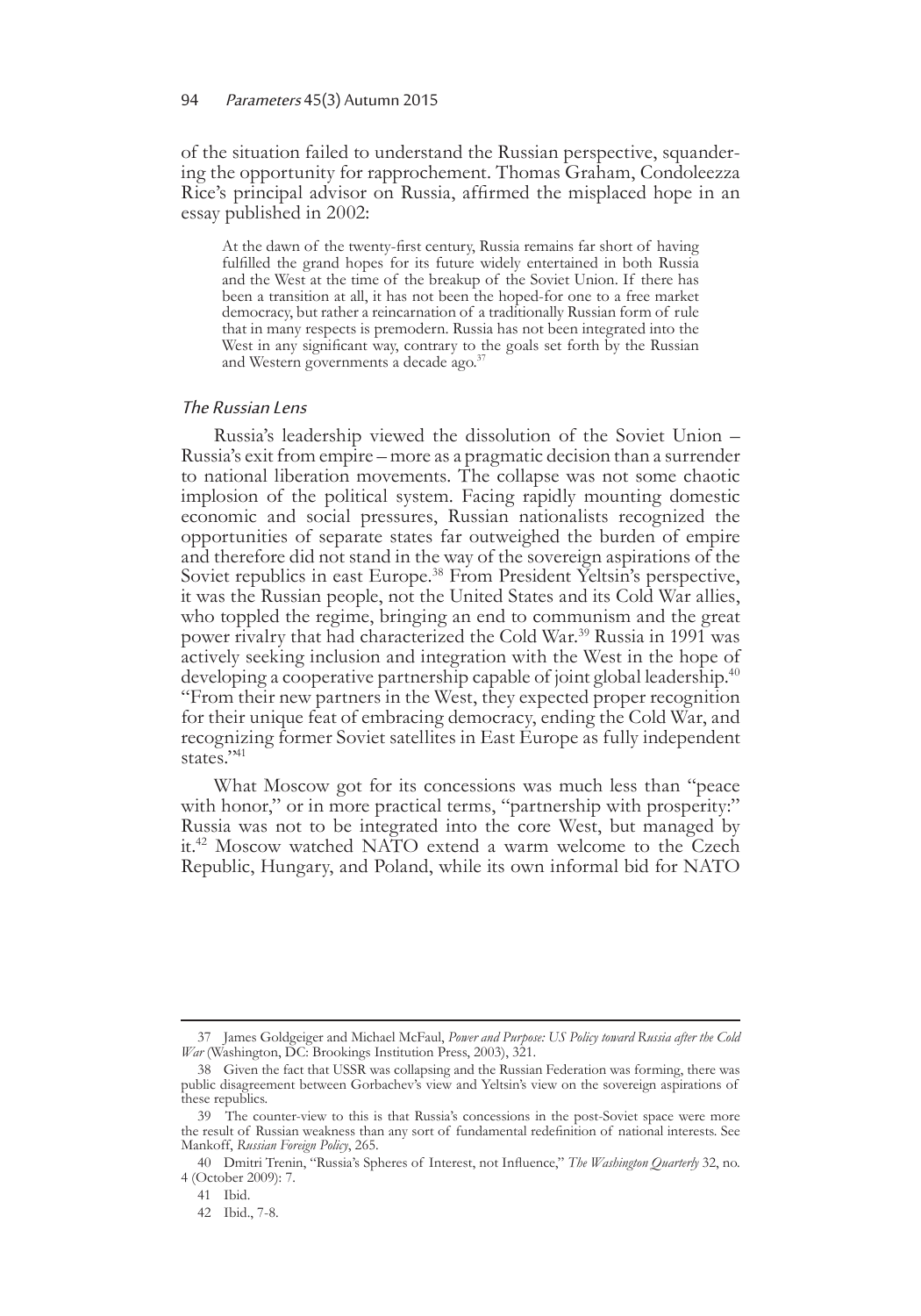of the situation failed to understand the Russian perspective, squandering the opportunity for rapprochement. Thomas Graham, Condoleezza Rice's principal advisor on Russia, affirmed the misplaced hope in an essay published in 2002:

> At the dawn of the twenty-first century, Russia remains far short of having fulfilled the grand hopes for its future widely entertained in both Russia and the West at the time of the breakup of the Soviet Union. If there has been a transition at all, it has not been the hoped-for one to a free market democracy, but rather a reincarnation of a traditionally Russian form of rule that in many respects is premodern. Russia has not been integrated into the West in any significant way, contrary to the goals set forth by the Russian and Western governments a decade ago.[37]

### *The Russian Lens*

Russia's leadership viewed the dissolution of the Soviet Union – Russia's exit from empire – more as a pragmatic decision than a surrender to national liberation movements. The collapse was not some chaotic implosion of the political system. Facing rapidly mounting domestic economic and social pressures, Russian nationalists recognized the opportunities of separate states far outweighed the burden of empire and therefore did not stand in the way of the sovereign aspirations of the Soviet republics in east Europe.[38] From President Yeltsin's perspective, it was the Russian people, not the United States and its Cold War allies, who toppled the regime, bringing an end to communism and the great power rivalry that had characterized the Cold War.[39] Russia in 1991 was actively seeking inclusion and integration with the West in the hope of developing a cooperative partnership capable of joint global leadership.[40] "From their new partners in the West, they expected proper recognition for their unique feat of embracing democracy, ending the Cold War, and recognizing former Soviet satellites in East Europe as fully independent states."[41]

What Moscow got for its concessions was much less than "peace with honor," or in more practical terms, "partnership with prosperity:" Russia was not to be integrated into the core West, but managed by it.[42] Moscow watched NATO extend a warm welcome to the Czech Republic, Hungary, and Poland, while its own informal bid for NATO

---

37 James Goldgeiger and Michael McFaul, *Power and Purpose: US Policy toward Russia after the Cold War* (Washington, DC: Brookings Institution Press, 2003), 321.

38 Given the fact that USSR was collapsing and the Russian Federation was forming, there was public disagreement between Gorbachev's view and Yeltsin's view on the sovereign aspirations of these republics.

39 The counter-view to this is that Russia's concessions in the post-Soviet space were more the result of Russian weakness than any sort of fundamental redefinition of national interests. See Mankoff, *Russian Foreign Policy*, 265.

40 Dmitri Trenin, "Russia's Spheres of Interest, not Influence," *The Washington Quarterly* 32, no. 4 (October 2009): 7.

41 Ibid.

42 Ibid., 7-8.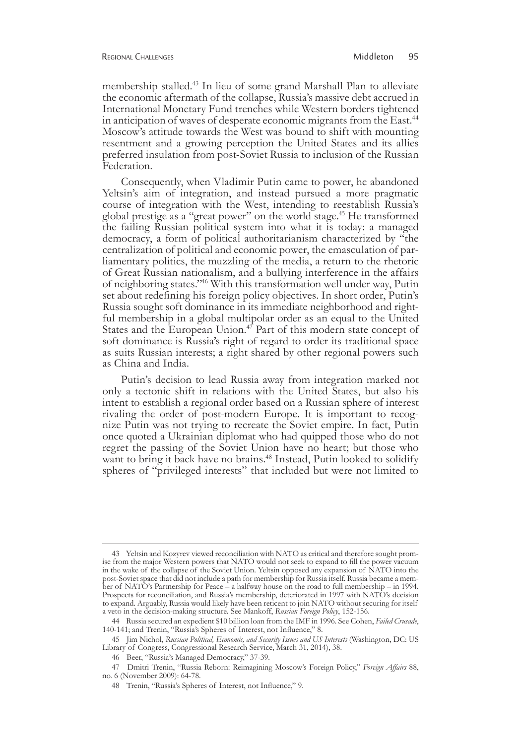membership stalled.[43] In lieu of some grand Marshall Plan to alleviate the economic aftermath of the collapse, Russia's massive debt accrued in International Monetary Fund trenches while Western borders tightened in anticipation of waves of desperate economic migrants from the East.[44] Moscow's attitude towards the West was bound to shift with mounting resentment and a growing perception the United States and its allies preferred insulation from post-Soviet Russia to inclusion of the Russian Federation.

Consequently, when Vladimir Putin came to power, he abandoned Yeltsin's aim of integration, and instead pursued a more pragmatic course of integration with the West, intending to reestablish Russia's global prestige as a "great power" on the world stage.[45] He transformed the failing Russian political system into what it is today: a managed democracy, a form of political authoritarianism characterized by "the centralization of political and economic power, the emasculation of parliamentary politics, the muzzling of the media, a return to the rhetoric of Great Russian nationalism, and a bullying interference in the affairs of neighboring states."[46] With this transformation well under way, Putin set about redefining his foreign policy objectives. In short order, Putin's Russia sought soft dominance in its immediate neighborhood and rightful membership in a global multipolar order as an equal to the United States and the European Union.[47] Part of this modern state concept of soft dominance is Russia's right of regard to order its traditional space as suits Russian interests; a right shared by other regional powers such as China and India.

Putin's decision to lead Russia away from integration marked not only a tectonic shift in relations with the United States, but also his intent to establish a regional order based on a Russian sphere of interest rivaling the order of post-modern Europe. It is important to recognize Putin was not trying to recreate the Soviet empire. In fact, Putin once quoted a Ukrainian diplomat who had quipped those who do not regret the passing of the Soviet Union have no heart; but those who want to bring it back have no brains.[48] Instead, Putin looked to solidify spheres of "privileged interests" that included but were not limited to

---

43 Yeltsin and Kozyrev viewed reconciliation with NATO as critical and therefore sought promise from the major Western powers that NATO would not seek to expand to fill the power vacuum in the wake of the collapse of the Soviet Union. Yeltsin opposed any expansion of NATO into the post-Soviet space that did not include a path for membership for Russia itself. Russia became a member of NATO's Partnership for Peace – a halfway house on the road to full membership – in 1994. Prospects for reconciliation, and Russia's membership, deteriorated in 1997 with NATO's decision to expand. Arguably, Russia would likely have been reticent to join NATO without securing for itself a veto in the decision-making structure. See Mankoff, *Russian Foreign Policy*, 152-156.

44 Russia secured an expedient $10 billion loan from the IMF in 1996. See Cohen, *Failed Crusade*, 140-141; and Trenin, "Russia's Spheres of Interest, not Influence," 8.

45 Jim Nichol, *Russian Political, Economic, and Security Issues and US Interests* (Washington, DC: US Library of Congress, Congressional Research Service, March 31, 2014), 38.

46 Beer, "Russia's Managed Democracy," 37-39.

47 Dmitri Trenin, "Russia Reborn: Reimagining Moscow's Foreign Policy," *Foreign Affairs* 88, no. 6 (November 2009): 64-78.

48 Trenin, "Russia's Spheres of Interest, not Influence," 9.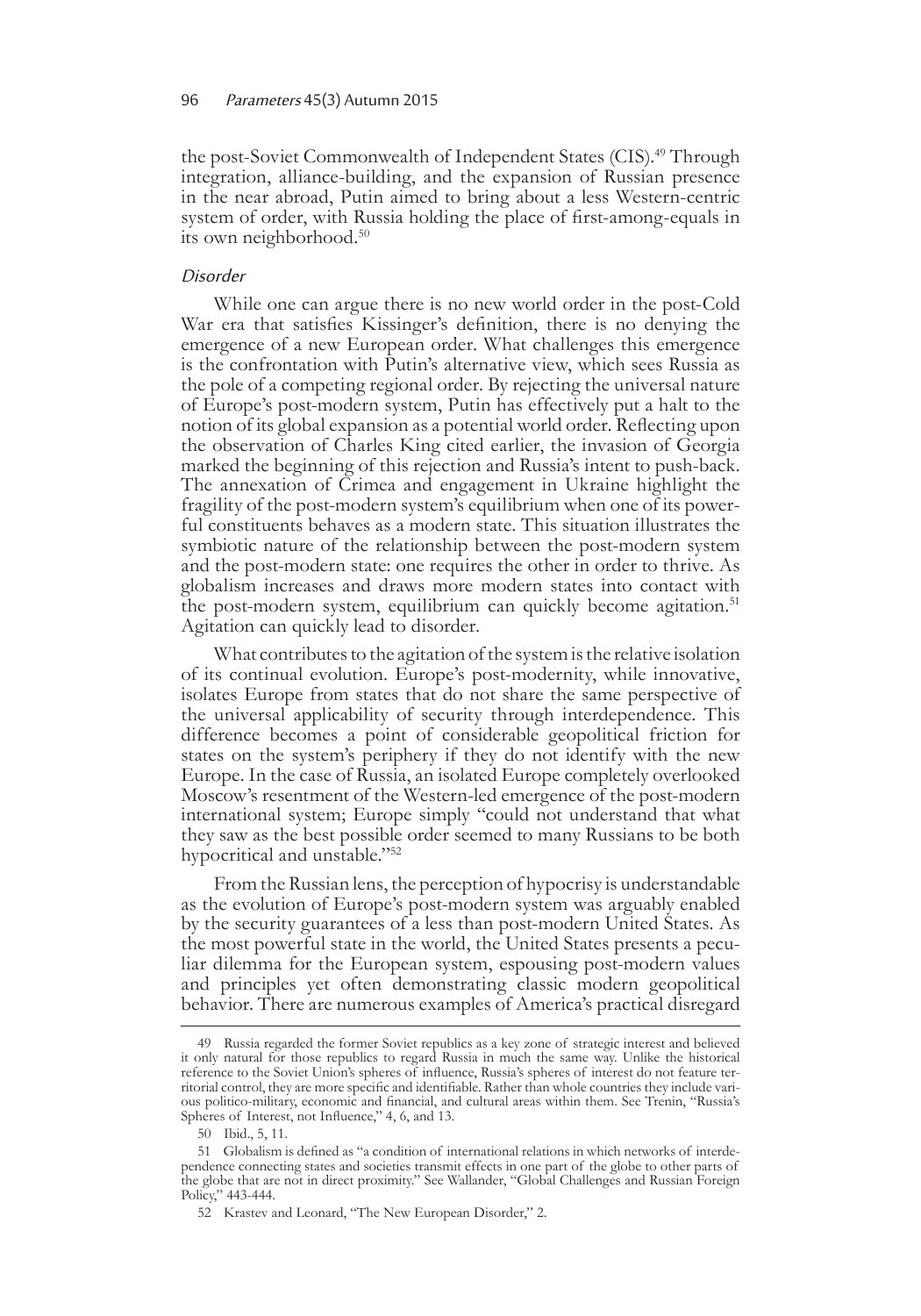the post-Soviet Commonwealth of Independent States (CIS).[49] Through integration, alliance-building, and the expansion of Russian presence in the near abroad, Putin aimed to bring about a less Western-centric system of order, with Russia holding the place of first-among-equals in its own neighborhood.[50]

### *Disorder*

While one can argue there is no new world order in the post-Cold War era that satisfies Kissinger's definition, there is no denying the emergence of a new European order. What challenges this emergence is the confrontation with Putin's alternative view, which sees Russia as the pole of a competing regional order. By rejecting the universal nature of Europe's post-modern system, Putin has effectively put a halt to the notion of its global expansion as a potential world order. Reflecting upon the observation of Charles King cited earlier, the invasion of Georgia marked the beginning of this rejection and Russia's intent to push-back. The annexation of Crimea and engagement in Ukraine highlight the fragility of the post-modern system's equilibrium when one of its powerful constituents behaves as a modern state. This situation illustrates the symbiotic nature of the relationship between the post-modern system and the post-modern state: one requires the other in order to thrive. As globalism increases and draws more modern states into contact with the post-modern system, equilibrium can quickly become agitation.[51] Agitation can quickly lead to disorder.

What contributes to the agitation of the system is the relative isolation of its continual evolution. Europe's post-modernity, while innovative, isolates Europe from states that do not share the same perspective of the universal applicability of security through interdependence. This difference becomes a point of considerable geopolitical friction for states on the system's periphery if they do not identify with the new Europe. In the case of Russia, an isolated Europe completely overlooked Moscow's resentment of the Western-led emergence of the post-modern international system; Europe simply "could not understand that what they saw as the best possible order seemed to many Russians to be both hypocritical and unstable."[52]

From the Russian lens, the perception of hypocrisy is understandable as the evolution of Europe's post-modern system was arguably enabled by the security guarantees of a less than post-modern United States. As the most powerful state in the world, the United States presents a peculiar dilemma for the European system, espousing post-modern values and principles yet often demonstrating classic modern geopolitical behavior. There are numerous examples of America's practical disregard

---

49 Russia regarded the former Soviet republics as a key zone of strategic interest and believed it only natural for those republics to regard Russia in much the same way. Unlike the historical reference to the Soviet Union's spheres of influence, Russia's spheres of interest do not feature territorial control, they are more specific and identifiable. Rather than whole countries they include various politico-military, economic and financial, and cultural areas within them. See Trenin, "Russia's Spheres of Interest, not Influence," 4, 6, and 13.

50 Ibid., 5, 11.

51 Globalism is defined as "a condition of international relations in which networks of interdependence connecting states and societies transmit effects in one part of the globe to other parts of the globe that are not in direct proximity." See Wallander, "Global Challenges and Russian Foreign Policy," 443-444.

52 Krastev and Leonard, "The New European Disorder," 2.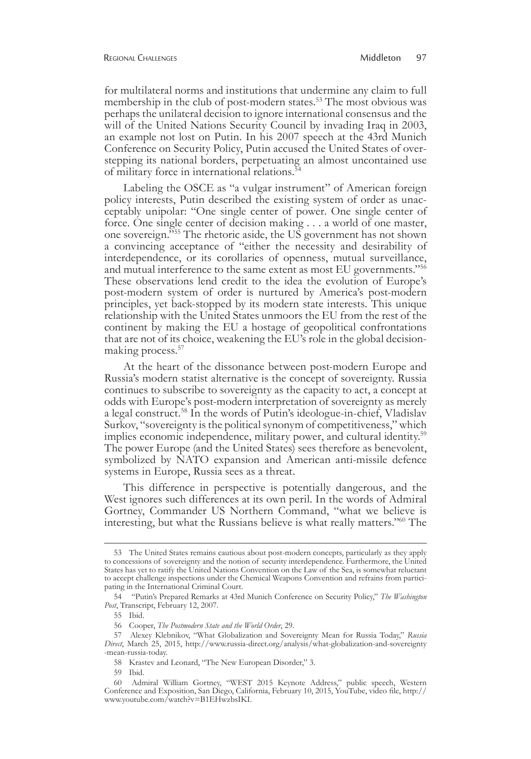for multilateral norms and institutions that undermine any claim to full membership in the club of post-modern states.[53] The most obvious was perhaps the unilateral decision to ignore international consensus and the will of the United Nations Security Council by invading Iraq in 2003, an example not lost on Putin. In his 2007 speech at the 43rd Munich Conference on Security Policy, Putin accused the United States of overstepping its national borders, perpetuating an almost uncontained use of military force in international relations.[54]

Labeling the OSCE as "a vulgar instrument" of American foreign policy interests, Putin described the existing system of order as unacceptably unipolar: "One single center of power. One single center of force. One single center of decision making . . . a world of one master, one sovereign."[55] The rhetoric aside, the US government has not shown a convincing acceptance of "either the necessity and desirability of interdependence, or its corollaries of openness, mutual surveillance, and mutual interference to the same extent as most EU governments."[56] These observations lend credit to the idea the evolution of Europe's post-modern system of order is nurtured by America's post-modern principles, yet back-stopped by its modern state interests. This unique relationship with the United States unmoors the EU from the rest of the continent by making the EU a hostage of geopolitical confrontations that are not of its choice, weakening the EU's role in the global decision-making process.[57]

At the heart of the dissonance between post-modern Europe and Russia's modern statist alternative is the concept of sovereignty. Russia continues to subscribe to sovereignty as the capacity to act, a concept at odds with Europe's post-modern interpretation of sovereignty as merely a legal construct.[58] In the words of Putin's ideologue-in-chief, Vladislav Surkov, "sovereignty is the political synonym of competitiveness," which implies economic independence, military power, and cultural identity.[59] The power Europe (and the United States) sees therefore as benevolent, symbolized by NATO expansion and American anti-missile defence systems in Europe, Russia sees as a threat.

This difference in perspective is potentially dangerous, and the West ignores such differences at its own peril. In the words of Admiral Gortney, Commander US Northern Command, "what we believe is interesting, but what the Russians believe is what really matters."[60] The

---

53 The United States remains cautious about post-modern concepts, particularly as they apply to concessions of sovereignty and the notion of security interdependence. Furthermore, the United States has yet to ratify the United Nations Convention on the Law of the Sea, is somewhat reluctant to accept challenge inspections under the Chemical Weapons Convention and refrains from participating in the International Criminal Court.

54 "Putin's Prepared Remarks at 43rd Munich Conference on Security Policy," *The Washington Post*, Transcript, February 12, 2007.

55 Ibid.

56 Cooper, *The Postmodern State and the World Order*, 29.

57 Alexey Klebnikov, "What Globalization and Sovereignty Mean for Russia Today," *Russia Direct*, March 25, 2015, http://www.russia-direct.org/analysis/what-globalization-and-sovereignty-mean-russia-today.

58 Krastev and Leonard, "The New European Disorder," 3.

59 Ibid.

60 Admiral William Gortney, "WEST 2015 Keynote Address," public speech, Western Conference and Exposition, San Diego, California, February 10, 2015, YouTube, video file, http://www.youtube.com/watch?v=B1EHwzbsIKI.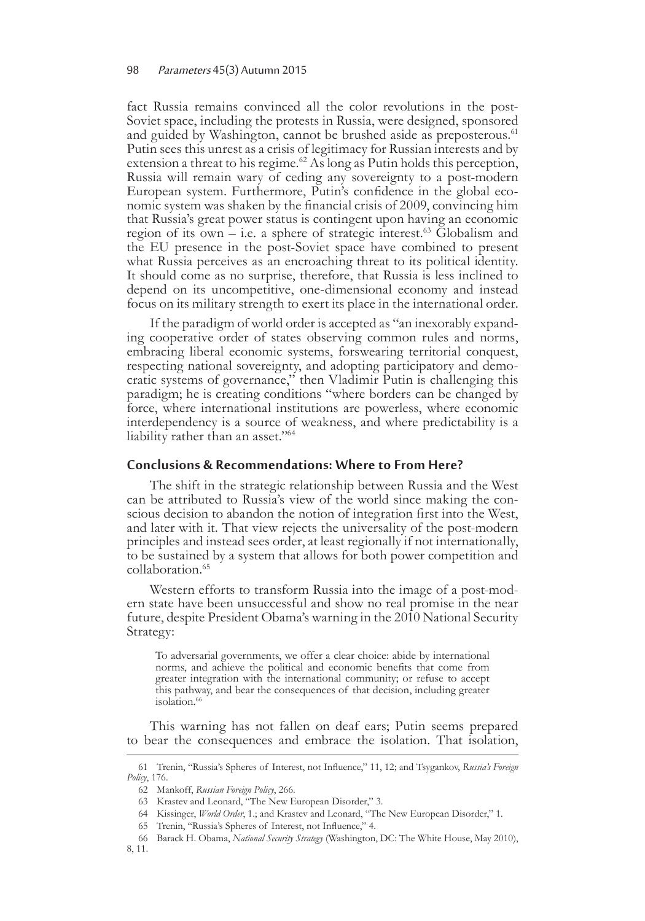fact Russia remains convinced all the color revolutions in the post-Soviet space, including the protests in Russia, were designed, sponsored and guided by Washington, cannot be brushed aside as preposterous.[61] Putin sees this unrest as a crisis of legitimacy for Russian interests and by extension a threat to his regime.[62] As long as Putin holds this perception, Russia will remain wary of ceding any sovereignty to a post-modern European system. Furthermore, Putin's confidence in the global economic system was shaken by the financial crisis of 2009, convincing him that Russia's great power status is contingent upon having an economic region of its own – i.e. a sphere of strategic interest.[63] Globalism and the EU presence in the post-Soviet space have combined to present what Russia perceives as an encroaching threat to its political identity. It should come as no surprise, therefore, that Russia is less inclined to depend on its uncompetitive, one-dimensional economy and instead focus on its military strength to exert its place in the international order.

If the paradigm of world order is accepted as "an inexorably expanding cooperative order of states observing common rules and norms, embracing liberal economic systems, forswearing territorial conquest, respecting national sovereignty, and adopting participatory and democratic systems of governance," then Vladimir Putin is challenging this paradigm; he is creating conditions "where borders can be changed by force, where international institutions are powerless, where economic interdependency is a source of weakness, and where predictability is a liability rather than an asset."[64]

## Conclusions & Recommendations: Where to From Here?

The shift in the strategic relationship between Russia and the West can be attributed to Russia's view of the world since making the conscious decision to abandon the notion of integration first into the West, and later with it. That view rejects the universality of the post-modern principles and instead sees order, at least regionally if not internationally, to be sustained by a system that allows for both power competition and collaboration.[65]

Western efforts to transform Russia into the image of a post-modern state have been unsuccessful and show no real promise in the near future, despite President Obama's warning in the 2010 National Security Strategy:

> To adversarial governments, we offer a clear choice: abide by international norms, and achieve the political and economic benefits that come from greater integration with the international community; or refuse to accept this pathway, and bear the consequences of that decision, including greater isolation.[66]

This warning has not fallen on deaf ears; Putin seems prepared to bear the consequences and embrace the isolation. That isolation,

---

61 Trenin, "Russia's Spheres of Interest, not Influence," 11, 12; and Tsygankov, *Russia's Foreign Policy*, 176.

62 Mankoff, *Russian Foreign Policy*, 266.

63 Krastev and Leonard, "The New European Disorder," 3.

64 Kissinger, *World Order*, 1.; and Krastev and Leonard, "The New European Disorder," 1.

65 Trenin, "Russia's Spheres of Interest, not Influence," 4.

66 Barack H. Obama, *National Security Strategy* (Washington, DC: The White House, May 2010), 8, 11.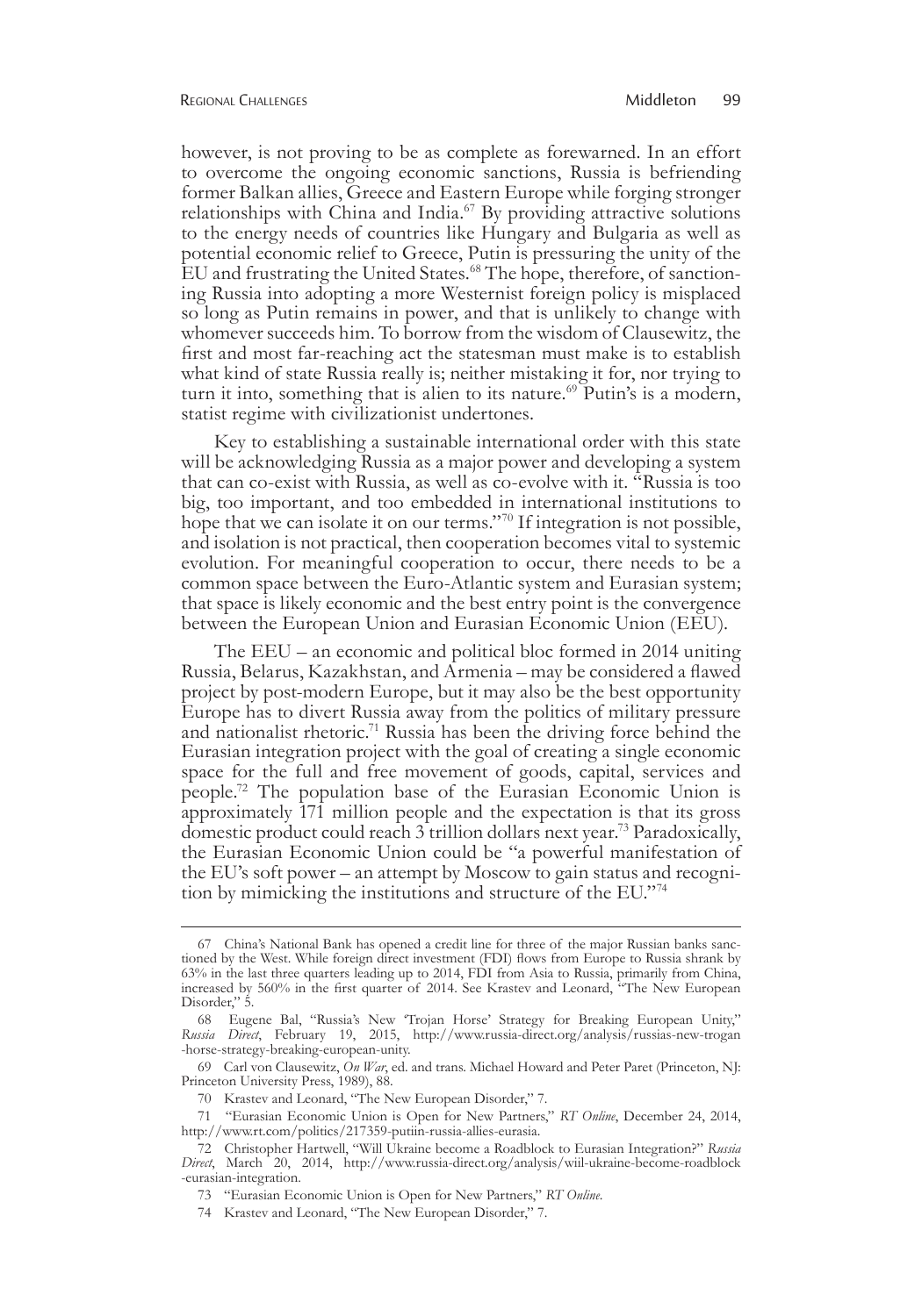however, is not proving to be as complete as forewarned. In an effort to overcome the ongoing economic sanctions, Russia is befriending former Balkan allies, Greece and Eastern Europe while forging stronger relationships with China and India.[67] By providing attractive solutions to the energy needs of countries like Hungary and Bulgaria as well as potential economic relief to Greece, Putin is pressuring the unity of the EU and frustrating the United States.[68] The hope, therefore, of sanctioning Russia into adopting a more Westernist foreign policy is misplaced so long as Putin remains in power, and that is unlikely to change with whomever succeeds him. To borrow from the wisdom of Clausewitz, the first and most far-reaching act the statesman must make is to establish what kind of state Russia really is; neither mistaking it for, nor trying to turn it into, something that is alien to its nature.[69] Putin's is a modern, statist regime with civilizationist undertones.

Key to establishing a sustainable international order with this state will be acknowledging Russia as a major power and developing a system that can co-exist with Russia, as well as co-evolve with it. "Russia is too big, too important, and too embedded in international institutions to hope that we can isolate it on our terms."[70] If integration is not possible, and isolation is not practical, then cooperation becomes vital to systemic evolution. For meaningful cooperation to occur, there needs to be a common space between the Euro-Atlantic system and Eurasian system; that space is likely economic and the best entry point is the convergence between the European Union and Eurasian Economic Union (EEU).

The EEU – an economic and political bloc formed in 2014 uniting Russia, Belarus, Kazakhstan, and Armenia – may be considered a flawed project by post-modern Europe, but it may also be the best opportunity Europe has to divert Russia away from the politics of military pressure and nationalist rhetoric.[71] Russia has been the driving force behind the Eurasian integration project with the goal of creating a single economic space for the full and free movement of goods, capital, services and people.[72] The population base of the Eurasian Economic Union is approximately 171 million people and the expectation is that its gross domestic product could reach 3 trillion dollars next year.[73] Paradoxically, the Eurasian Economic Union could be "a powerful manifestation of the EU's soft power – an attempt by Moscow to gain status and recognition by mimicking the institutions and structure of the EU."[74]

---

67 China's National Bank has opened a credit line for three of the major Russian banks sanctioned by the West. While foreign direct investment (FDI) flows from Europe to Russia shrank by 63% in the last three quarters leading up to 2014, FDI from Asia to Russia, primarily from China, increased by 560% in the first quarter of 2014. See Krastev and Leonard, "The New European Disorder," 5.

68 Eugene Bal, "Russia's New 'Trojan Horse' Strategy for Breaking European Unity," *Russia Direct*, February 19, 2015, http://www.russia-direct.org/analysis/russias-new-trogan-horse-strategy-breaking-european-unity.

69 Carl von Clausewitz, *On War*, ed. and trans. Michael Howard and Peter Paret (Princeton, NJ: Princeton University Press, 1989), 88.

70 Krastev and Leonard, "The New European Disorder," 7.

71 "Eurasian Economic Union is Open for New Partners," *RT Online*, December 24, 2014, http://www.rt.com/politics/217359-putiin-russia-allies-eurasia.

72 Christopher Hartwell, "Will Ukraine become a Roadblock to Eurasian Integration?" *Russia Direct*, March 20, 2014, http://www.russia-direct.org/analysis/wiil-ukraine-become-roadblock-eurasian-integration.

73 "Eurasian Economic Union is Open for New Partners," *RT Online*.

74 Krastev and Leonard, "The New European Disorder," 7.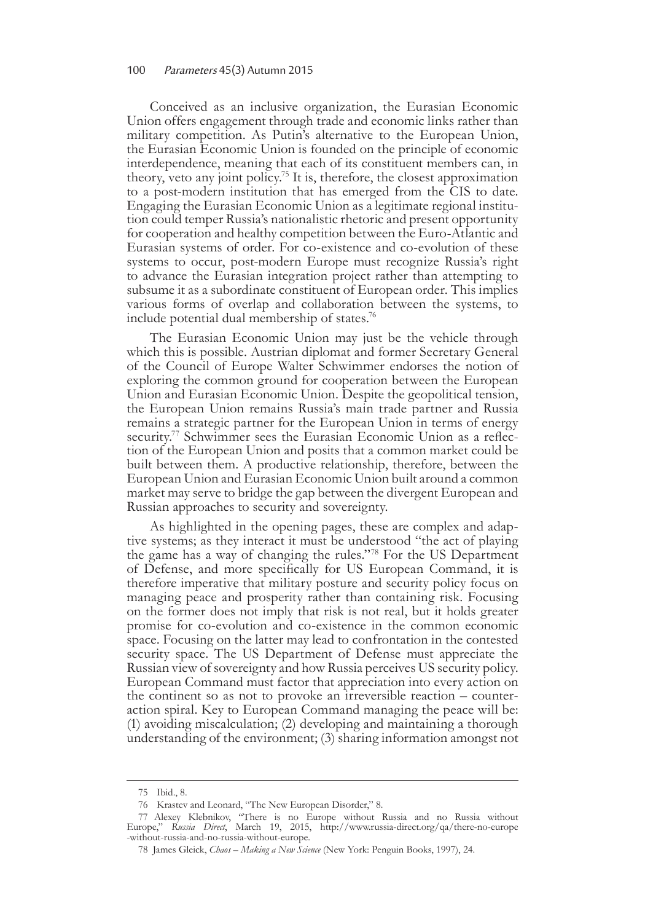Conceived as an inclusive organization, the Eurasian Economic Union offers engagement through trade and economic links rather than military competition. As Putin's alternative to the European Union, the Eurasian Economic Union is founded on the principle of economic interdependence, meaning that each of its constituent members can, in theory, veto any joint policy.[75] It is, therefore, the closest approximation to a post-modern institution that has emerged from the CIS to date. Engaging the Eurasian Economic Union as a legitimate regional institution could temper Russia's nationalistic rhetoric and present opportunity for cooperation and healthy competition between the Euro-Atlantic and Eurasian systems of order. For co-existence and co-evolution of these systems to occur, post-modern Europe must recognize Russia's right to advance the Eurasian integration project rather than attempting to subsume it as a subordinate constituent of European order. This implies various forms of overlap and collaboration between the systems, to include potential dual membership of states.[76]

The Eurasian Economic Union may just be the vehicle through which this is possible. Austrian diplomat and former Secretary General of the Council of Europe Walter Schwimmer endorses the notion of exploring the common ground for cooperation between the European Union and Eurasian Economic Union. Despite the geopolitical tension, the European Union remains Russia's main trade partner and Russia remains a strategic partner for the European Union in terms of energy security.[77] Schwimmer sees the Eurasian Economic Union as a reflection of the European Union and posits that a common market could be built between them. A productive relationship, therefore, between the European Union and Eurasian Economic Union built around a common market may serve to bridge the gap between the divergent European and Russian approaches to security and sovereignty.

As highlighted in the opening pages, these are complex and adaptive systems; as they interact it must be understood "the act of playing the game has a way of changing the rules."[78] For the US Department of Defense, and more specifically for US European Command, it is therefore imperative that military posture and security policy focus on managing peace and prosperity rather than containing risk. Focusing on the former does not imply that risk is not real, but it holds greater promise for co-evolution and co-existence in the common economic space. Focusing on the latter may lead to confrontation in the contested security space. The US Department of Defense must appreciate the Russian view of sovereignty and how Russia perceives US security policy. European Command must factor that appreciation into every action on the continent so as not to provoke an irreversible reaction – counteraction spiral. Key to European Command managing the peace will be: (1) avoiding miscalculation; (2) developing and maintaining a thorough understanding of the environment; (3) sharing information amongst not

---

75 Ibid., 8.

76 Krastev and Leonard, "The New European Disorder," 8.

77 Alexey Klebnikov, "There is no Europe without Russia and no Russia without Europe," *Russia Direct*, March 19, 2015, http://www.russia-direct.org/qa/there-no-europe-without-russia-and-no-russia-without-europe.

78 James Gleick, *Chaos – Making a New Science* (New York: Penguin Books, 1997), 24.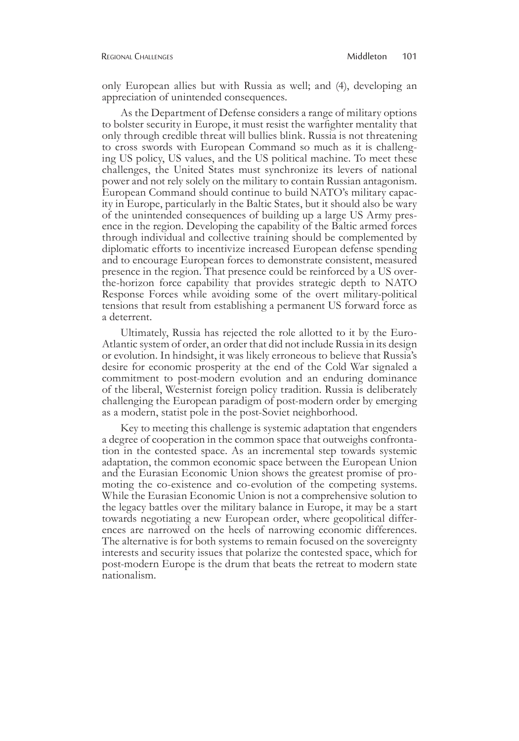only European allies but with Russia as well; and (4), developing an appreciation of unintended consequences.

As the Department of Defense considers a range of military options to bolster security in Europe, it must resist the warfighter mentality that only through credible threat will bullies blink. Russia is not threatening to cross swords with European Command so much as it is challenging US policy, US values, and the US political machine. To meet these challenges, the United States must synchronize its levers of national power and not rely solely on the military to contain Russian antagonism. European Command should continue to build NATO's military capacity in Europe, particularly in the Baltic States, but it should also be wary of the unintended consequences of building up a large US Army presence in the region. Developing the capability of the Baltic armed forces through individual and collective training should be complemented by diplomatic efforts to incentivize increased European defense spending and to encourage European forces to demonstrate consistent, measured presence in the region. That presence could be reinforced by a US over-the-horizon force capability that provides strategic depth to NATO Response Forces while avoiding some of the overt military-political tensions that result from establishing a permanent US forward force as a deterrent.

Ultimately, Russia has rejected the role allotted to it by the Euro-Atlantic system of order, an order that did not include Russia in its design or evolution. In hindsight, it was likely erroneous to believe that Russia's desire for economic prosperity at the end of the Cold War signaled a commitment to post-modern evolution and an enduring dominance of the liberal, Westernist foreign policy tradition. Russia is deliberately challenging the European paradigm of post-modern order by emerging as a modern, statist pole in the post-Soviet neighborhood.

Key to meeting this challenge is systemic adaptation that engenders a degree of cooperation in the common space that outweighs confrontation in the contested space. As an incremental step towards systemic adaptation, the common economic space between the European Union and the Eurasian Economic Union shows the greatest promise of promoting the co-existence and co-evolution of the competing systems. While the Eurasian Economic Union is not a comprehensive solution to the legacy battles over the military balance in Europe, it may be a start towards negotiating a new European order, where geopolitical differences are narrowed on the heels of narrowing economic differences. The alternative is for both systems to remain focused on the sovereignty interests and security issues that polarize the contested space, which for post-modern Europe is the drum that beats the retreat to modern state nationalism.